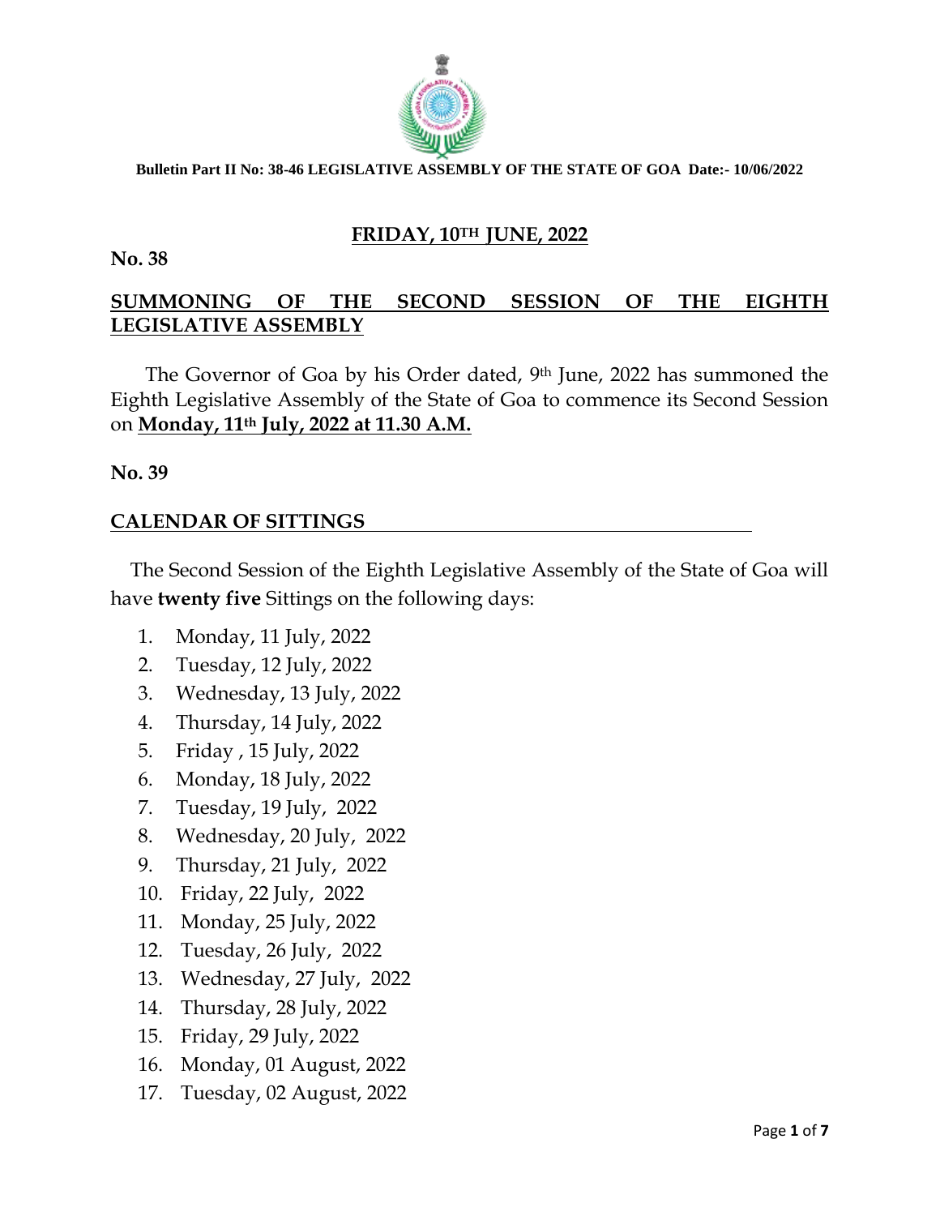**Bulletin Part II No: 38-46 LEGISLATIVE ASSEMBLY OF THE STATE OF GOA Date:- 10/06/2022**

## FRIDAY, 10TH JUNE, 2022

**No. 38**

## SUMMONING OF THE SECOND SESSION OF THE EIGHTH LEGISLATIVE ASSEMBLY

The Governor of Goa by his Order dated, 9th June, 2022 has summoned the Eighth Legislative Assembly of the State of Goa to commence its Second Session on **Monday, 11th July, 2022 at 11.30 A.M.**

**No. 39**

## CALENDAR OF SITTINGS

The Second Session of the Eighth Legislative Assembly of the State of Goa will have **twenty five** Sittings on the following days:

1. Monday, 11 July, 2022
2. Tuesday, 12 July, 2022
3. Wednesday, 13 July, 2022
4. Thursday, 14 July, 2022
5. Friday , 15 July, 2022
6. Monday, 18 July, 2022
7. Tuesday, 19 July, 2022
8. Wednesday, 20 July, 2022
9. Thursday, 21 July, 2022
10. Friday, 22 July, 2022
11. Monday, 25 July, 2022
12. Tuesday, 26 July, 2022
13. Wednesday, 27 July, 2022
14. Thursday, 28 July, 2022
15. Friday, 29 July, 2022
16. Monday, 01 August, 2022
17. Tuesday, 02 August, 2022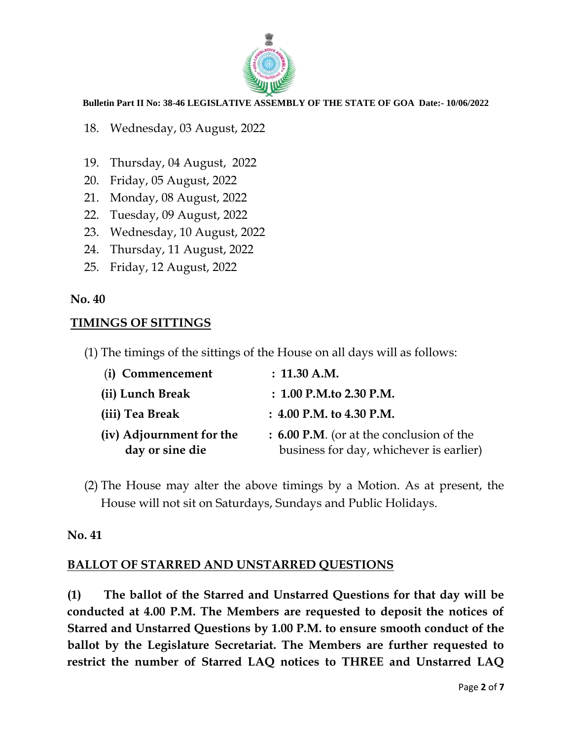18. Wednesday, 03 August, 2022
19. Thursday, 04 August, 2022
20. Friday, 05 August, 2022
21. Monday, 08 August, 2022
22. Tuesday, 09 August, 2022
23. Wednesday, 10 August, 2022
24. Thursday, 11 August, 2022
25. Friday, 12 August, 2022

**No. 40**

**TIMINGS OF SITTINGS**

(1) The timings of the sittings of the House on all days will as follows:

| | |
|---|---|
| **(i) Commencement** | **: 11.30 A.M.** |
| **(ii) Lunch Break** | **: 1.00 P.M.to 2.30 P.M.** |
| **(iii) Tea Break** | **: 4.00 P.M. to 4.30 P.M.** |
| **(iv) Adjournment for the day or sine die** | **: 6.00 P.M**. (or at the conclusion of the business for day, whichever is earlier) |

(2) The House may alter the above timings by a Motion. As at present, the House will not sit on Saturdays, Sundays and Public Holidays.

**No. 41**

**BALLOT OF STARRED AND UNSTARRED QUESTIONS**

**(1) The ballot of the Starred and Unstarred Questions for that day will be conducted at 4.00 P.M. The Members are requested to deposit the notices of Starred and Unstarred Questions by 1.00 P.M. to ensure smooth conduct of the ballot by the Legislature Secretariat. The Members are further requested to restrict the number of Starred LAQ notices to THREE and Unstarred LAQ**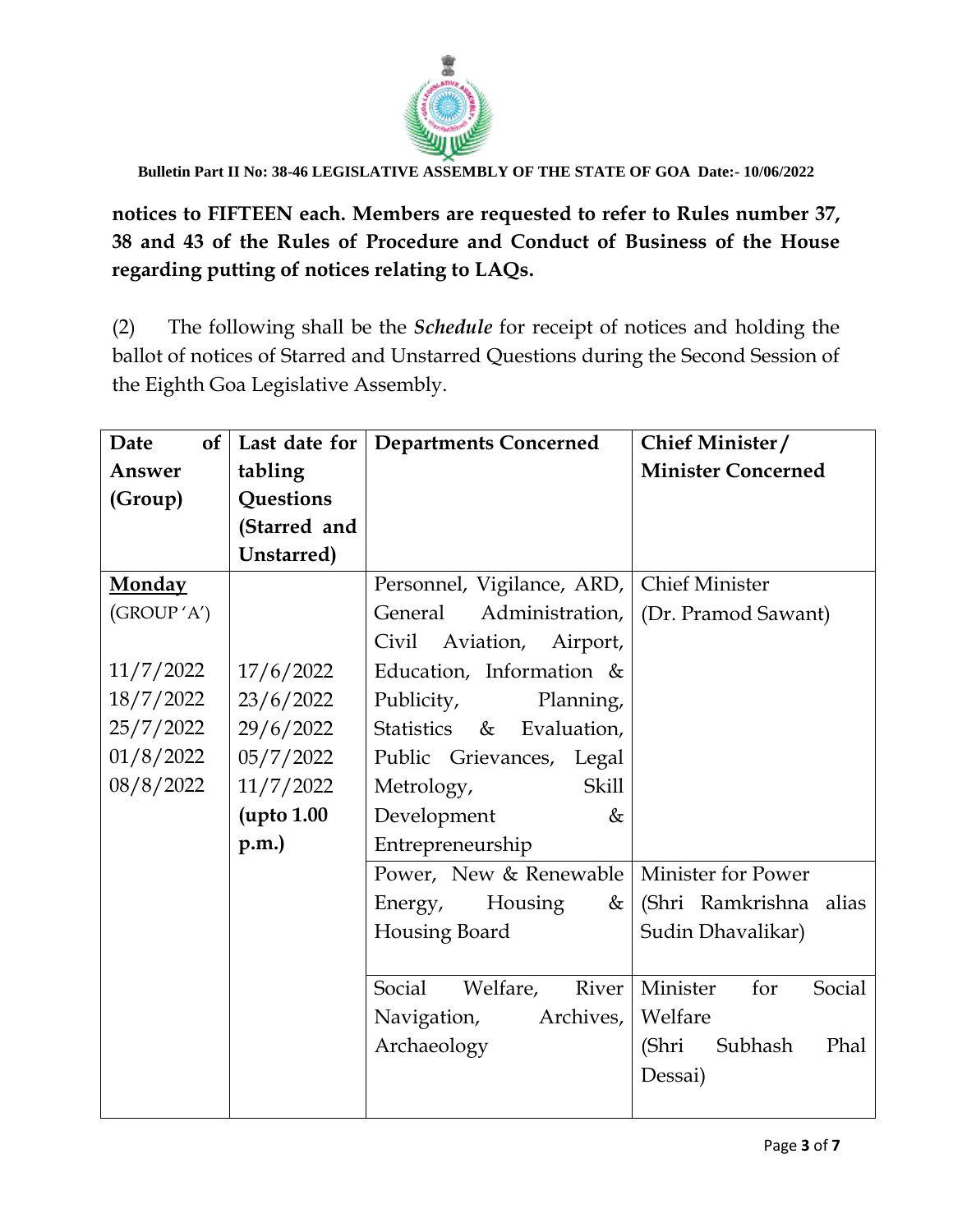**notices to FIFTEEN each. Members are requested to refer to Rules number 37, 38 and 43 of the Rules of Procedure and Conduct of Business of the House regarding putting of notices relating to LAQs.**

(2) The following shall be the ***Schedule*** for receipt of notices and holding the ballot of notices of Starred and Unstarred Questions during the Second Session of the Eighth Goa Legislative Assembly.

| **Date of Answer (Group)** | **Last date for tabling Questions (Starred and Unstarred)** | **Departments Concerned** | **Chief Minister / Minister Concerned** |
|---|---|---|---|
| **Monday** (GROUP 'A')<br><br>11/7/2022<br>18/7/2022<br>25/7/2022<br>01/8/2022<br>08/8/2022 | <br><br>17/6/2022<br>23/6/2022<br>29/6/2022<br>05/7/2022<br>11/7/2022<br>**(upto 1.00 p.m.)** | Personnel, Vigilance, ARD, General Administration, Civil Aviation, Airport, Education, Information & Publicity, Planning, Statistics & Evaluation, Public Grievances, Legal Metrology, Skill Development & Entrepreneurship | Chief Minister (Dr. Pramod Sawant) |
| | | Power, New & Renewable Energy, Housing & Housing Board | Minister for Power (Shri Ramkrishna alias Sudin Dhavalikar) |
| | | Social Welfare, River Navigation, Archives, Archaeology | Minister for Social Welfare (Shri Subhash Phal Dessai) |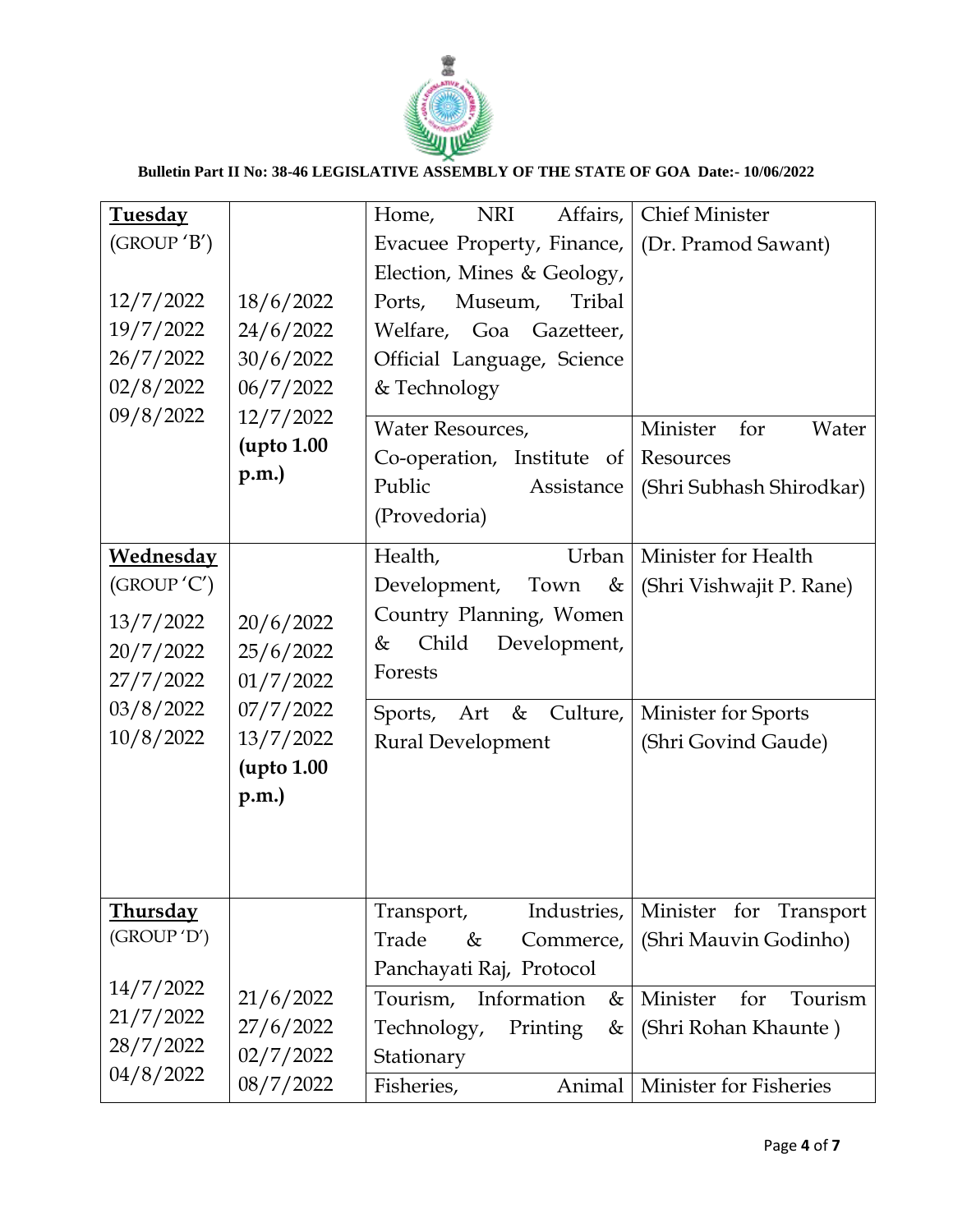| | | | |
|---|---|---|---|
| **Tuesday** (GROUP 'B') 12/7/2022 19/7/2022 26/7/2022 02/8/2022 09/8/2022 | 18/6/2022 24/6/2022 30/6/2022 06/7/2022 12/7/2022 **(upto 1.00 p.m.)** | Home, NRI Affairs, Evacuee Property, Finance, Election, Mines & Geology, Ports, Museum, Tribal Welfare, Goa Gazetteer, Official Language, Science & Technology | Chief Minister (Dr. Pramod Sawant) |
| | | Water Resources, Co-operation, Institute of Public Assistance (Provedoria) | Minister for Water Resources (Shri Subhash Shirodkar) |
| **Wednesday** (GROUP 'C') 13/7/2022 20/7/2022 27/7/2022 03/8/2022 10/8/2022 | 20/6/2022 25/6/2022 01/7/2022 07/7/2022 13/7/2022 **(upto 1.00 p.m.)** | Health, Urban Development, Town & Country Planning, Women & Child Development, Forests | Minister for Health (Shri Vishwajit P. Rane) |
| | | Sports, Art & Culture, Rural Development | Minister for Sports (Shri Govind Gaude) |
| **Thursday** (GROUP 'D') 14/7/2022 21/7/2022 28/7/2022 04/8/2022 | 21/6/2022 27/6/2022 02/7/2022 08/7/2022 | Transport, Industries, Trade & Commerce, Panchayati Raj, Protocol | Minister for Transport (Shri Mauvin Godinho) |
| | | Tourism, Information & Technology, Printing & Stationary | Minister for Tourism (Shri Rohan Khaunte ) |
| | | Fisheries, Animal | Minister for Fisheries |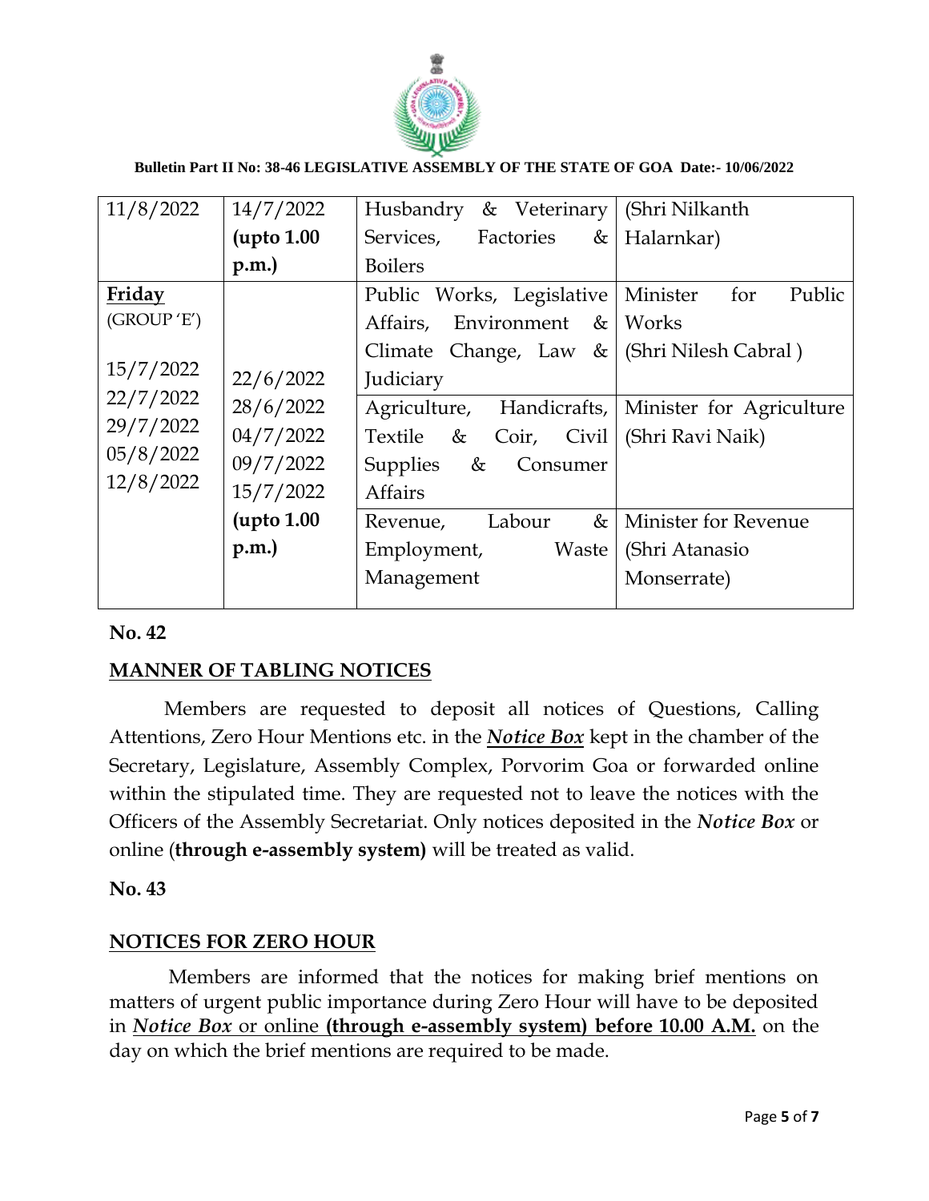| | | | |
|---|---|---|---|
| 11/8/2022 | 14/7/2022 **(upto 1.00 p.m.)** | Husbandry & Veterinary Services, Factories & Boilers | (Shri Nilkanth Halarnkar) |
| **Friday** (GROUP 'E') 15/7/2022 22/7/2022 29/7/2022 05/8/2022 12/8/2022 | 22/6/2022 28/6/2022 04/7/2022 09/7/2022 15/7/2022 **(upto 1.00 p.m.)** | Public Works, Legislative Affairs, Environment & Climate Change, Law & Judiciary | Minister for Public Works (Shri Nilesh Cabral ) |
| | | Agriculture, Handicrafts, Textile & Coir, Civil Supplies & Consumer Affairs | Minister for Agriculture (Shri Ravi Naik) |
| | | Revenue, Labour & Employment, Waste Management | Minister for Revenue (Shri Atanasio Monserrate) |

**No. 42**

## MANNER OF TABLING NOTICES

Members are requested to deposit all notices of Questions, Calling Attentions, Zero Hour Mentions etc. in the ***Notice Box*** kept in the chamber of the Secretary, Legislature, Assembly Complex, Porvorim Goa or forwarded online within the stipulated time. They are requested not to leave the notices with the Officers of the Assembly Secretariat. Only notices deposited in the ***Notice Box*** or online (**through e-assembly system)** will be treated as valid.

**No. 43**

## NOTICES FOR ZERO HOUR

Members are informed that the notices for making brief mentions on matters of urgent public importance during Zero Hour will have to be deposited in ***Notice Box*** or online **(through e-assembly system) before 10.00 A.M.** on the day on which the brief mentions are required to be made.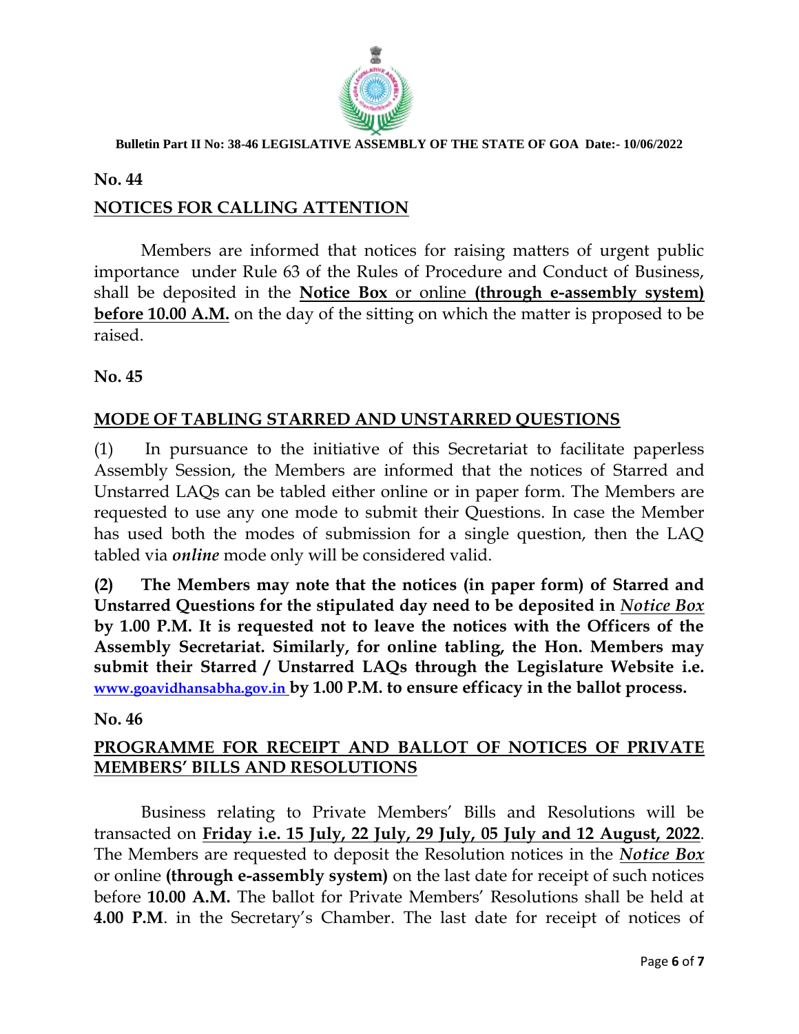**Bulletin Part II No: 38-46 LEGISLATIVE ASSEMBLY OF THE STATE OF GOA Date:- 10/06/2022**

**No. 44**

## NOTICES FOR CALLING ATTENTION

Members are informed that notices for raising matters of urgent public importance under Rule 63 of the Rules of Procedure and Conduct of Business, shall be deposited in the **Notice Box** or online **(through e-assembly system) before 10.00 A.M.** on the day of the sitting on which the matter is proposed to be raised.

**No. 45**

## MODE OF TABLING STARRED AND UNSTARRED QUESTIONS

(1) In pursuance to the initiative of this Secretariat to facilitate paperless Assembly Session, the Members are informed that the notices of Starred and Unstarred LAQs can be tabled either online or in paper form. The Members are requested to use any one mode to submit their Questions. In case the Member has used both the modes of submission for a single question, then the LAQ tabled via ***online*** mode only will be considered valid.

**(2) The Members may note that the notices (in paper form) of Starred and Unstarred Questions for the stipulated day need to be deposited in *Notice Box* by 1.00 P.M. It is requested not to leave the notices with the Officers of the Assembly Secretariat. Similarly, for online tabling, the Hon. Members may submit their Starred / Unstarred LAQs through the Legislature Website i.e. www.goavidhansabha.gov.in by 1.00 P.M. to ensure efficacy in the ballot process.**

**No. 46**

## PROGRAMME FOR RECEIPT AND BALLOT OF NOTICES OF PRIVATE MEMBERS' BILLS AND RESOLUTIONS

Business relating to Private Members' Bills and Resolutions will be transacted on **Friday i.e. 15 July, 22 July, 29 July, 05 July and 12 August, 2022**. The Members are requested to deposit the Resolution notices in the ***Notice Box*** or online **(through e-assembly system)** on the last date for receipt of such notices before **10.00 A.M.** The ballot for Private Members' Resolutions shall be held at **4.00 P.M**. in the Secretary's Chamber. The last date for receipt of notices of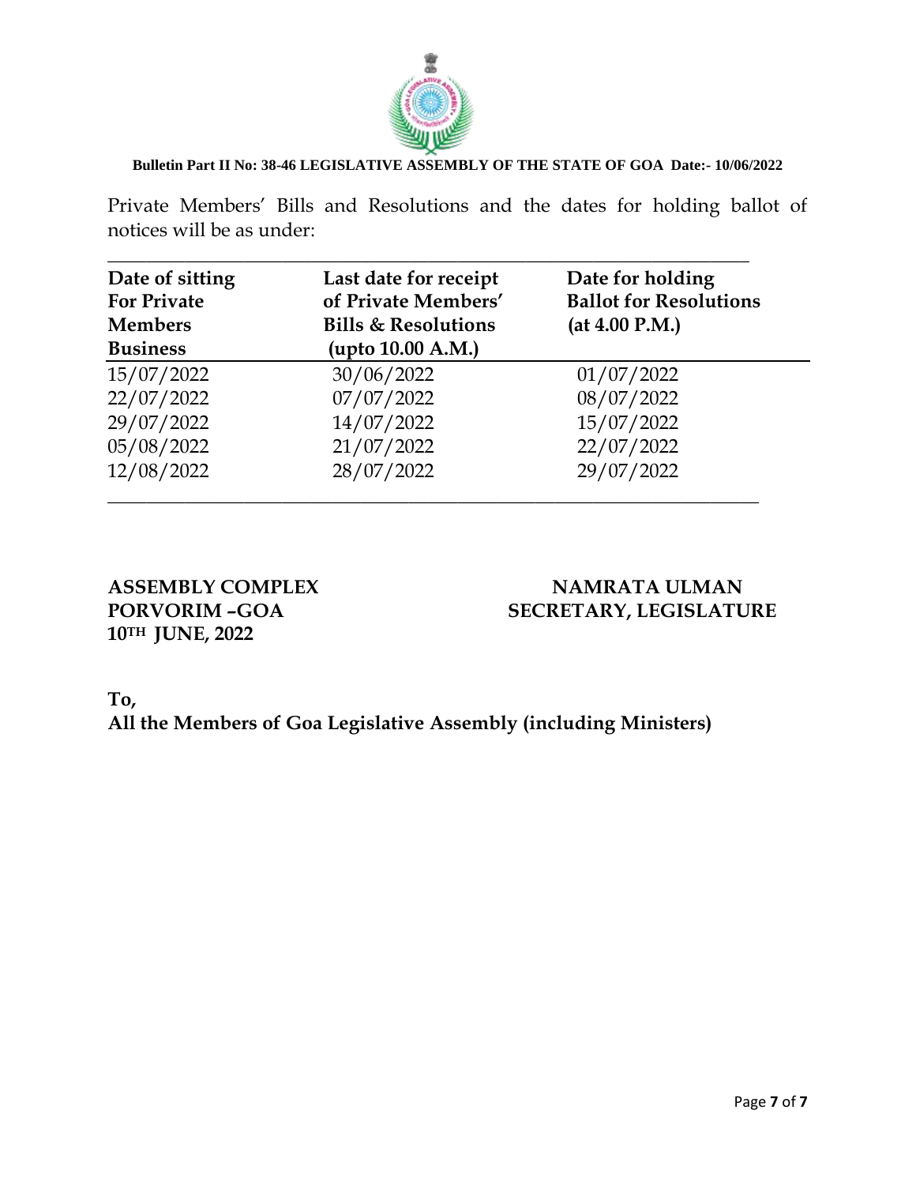Private Members' Bills and Resolutions and the dates for holding ballot of notices will be as under:

| **Date of sitting For Private Members Business** | **Last date for receipt of Private Members' Bills & Resolutions (upto 10.00 A.M.)** | **Date for holding Ballot for Resolutions (at 4.00 P.M.)** |
|---|---|---|
| 15/07/2022 | 30/06/2022 | 01/07/2022 |
| 22/07/2022 | 07/07/2022 | 08/07/2022 |
| 29/07/2022 | 14/07/2022 | 15/07/2022 |
| 05/08/2022 | 21/07/2022 | 22/07/2022 |
| 12/08/2022 | 28/07/2022 | 29/07/2022 |

**ASSEMBLY COMPLEX**
**PORVORIM –GOA**
**10TH JUNE, 2022**

**NAMRATA ULMAN**
**SECRETARY, LEGISLATURE**

**To,**
**All the Members of Goa Legislative Assembly (including Ministers)**